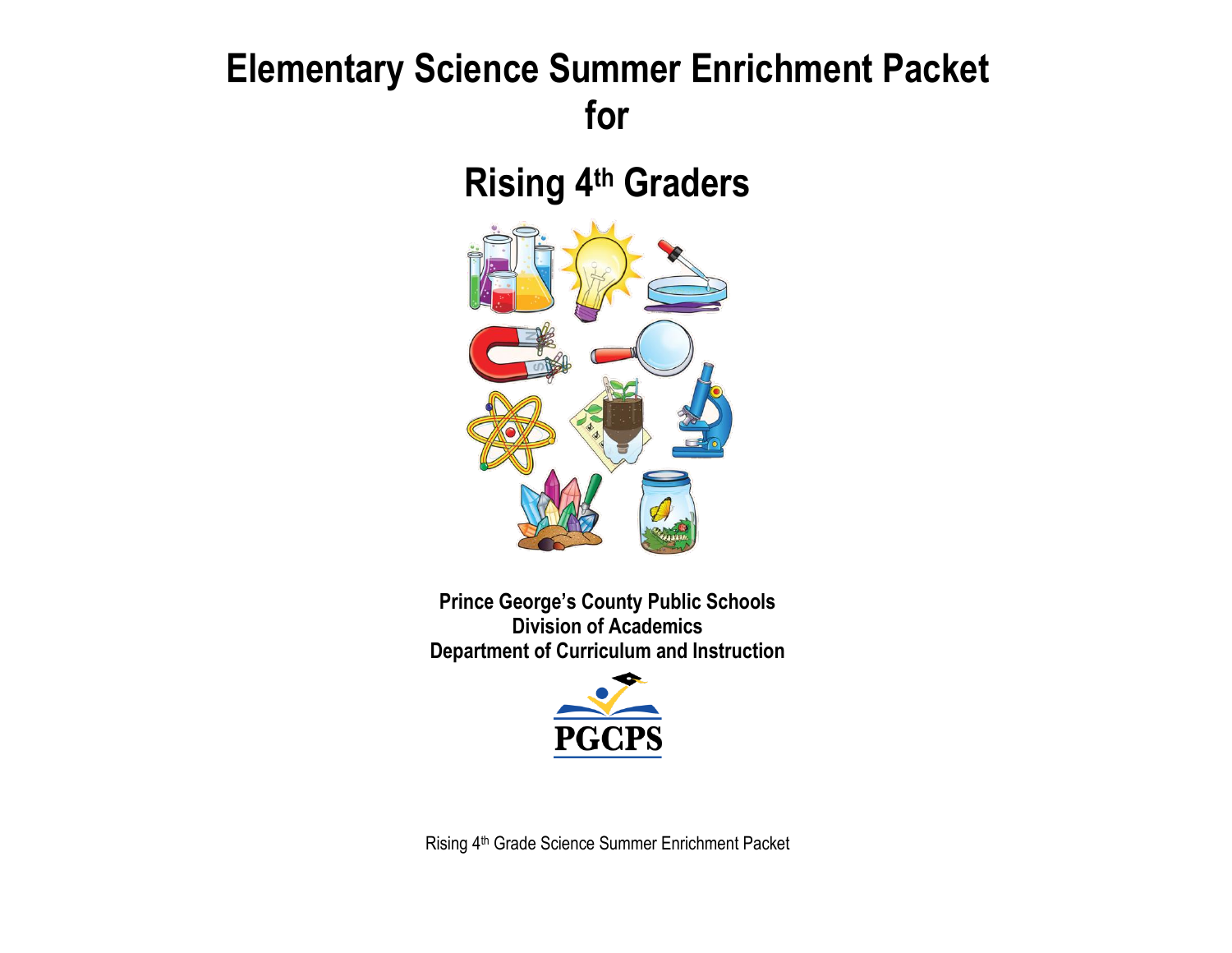# Elementary Science Summer Enrichment Packet for

# Rising 4th Graders

**Prince George's County Public Schools**
**Division of Academics**
**Department of Curriculum and Instruction**

**PGCPS**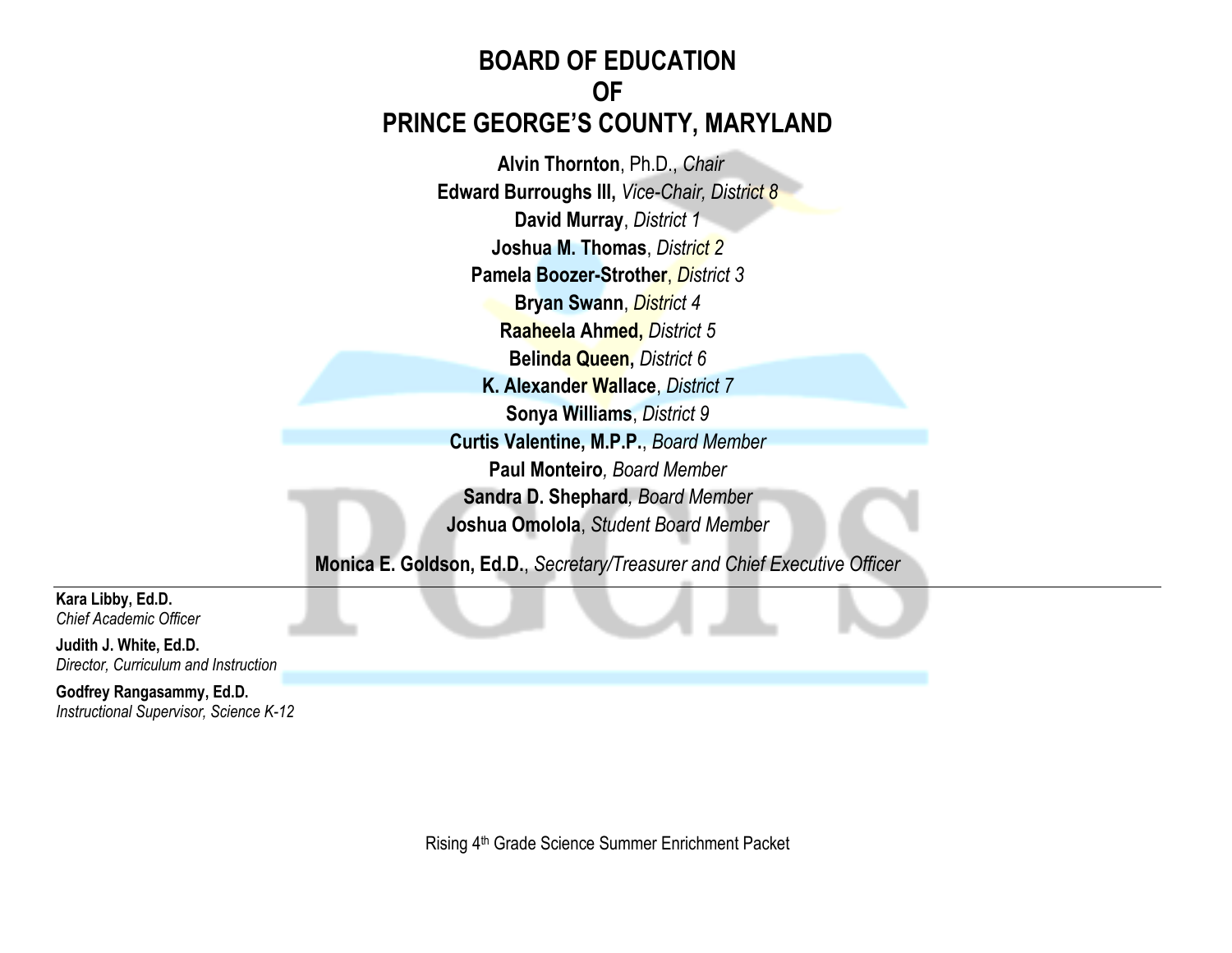# BOARD OF EDUCATION OF PRINCE GEORGE'S COUNTY, MARYLAND

**Alvin Thornton**, Ph.D., *Chair*

**Edward Burroughs III,** *Vice-Chair, District 8*

**David Murray**, *District 1*

**Joshua M. Thomas**, *District 2*

**Pamela Boozer-Strother**, *District 3*

**Bryan Swann**, *District 4*

**Raaheela Ahmed,** *District 5*

**Belinda Queen,** *District 6*

**K. Alexander Wallace**, *District 7*

**Sonya Williams**, *District 9*

**Curtis Valentine, M.P.P.**, *Board Member*

**Paul Monteiro***, Board Member*

**Sandra D. Shephard***, Board Member*

**Joshua Omolola**, *Student Board Member*

**Monica E. Goldson, Ed.D.**, *Secretary/Treasurer and Chief Executive Officer*

---

**Kara Libby, Ed.D.**
*Chief Academic Officer*

**Judith J. White, Ed.D.**
*Director, Curriculum and Instruction*

**Godfrey Rangasammy, Ed.D.**
*Instructional Supervisor, Science K-12*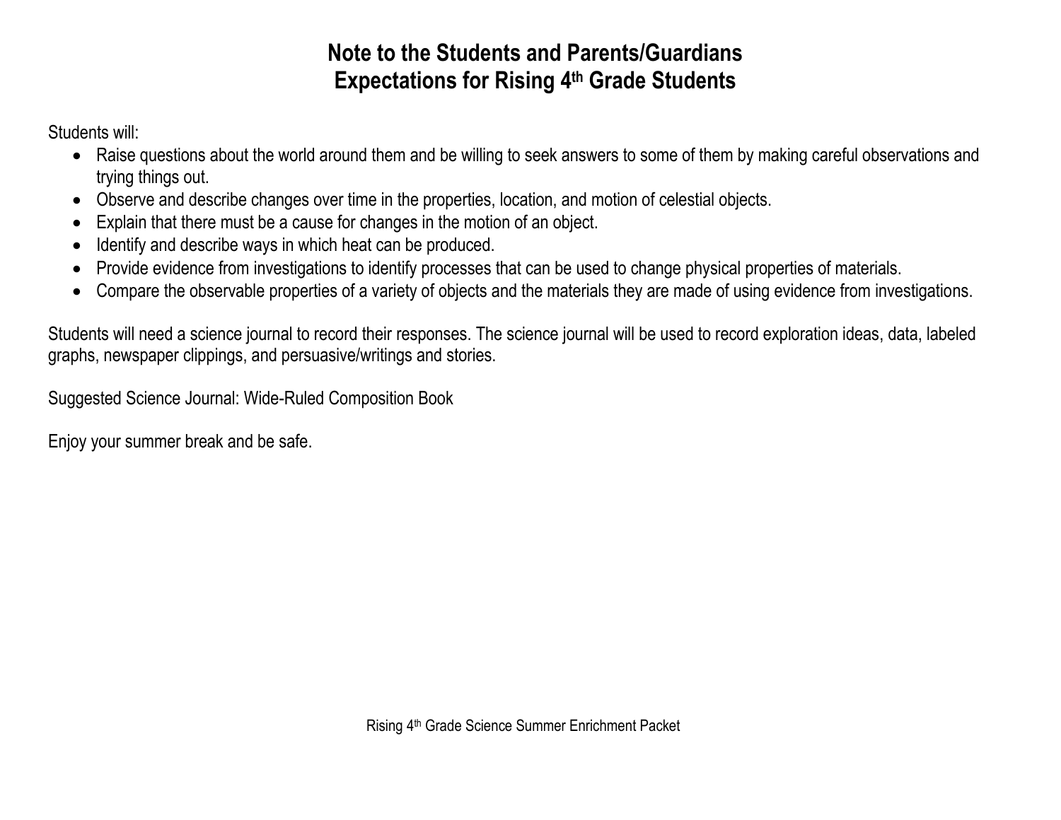# Note to the Students and Parents/Guardians
# Expectations for Rising 4th Grade Students

Students will:

- Raise questions about the world around them and be willing to seek answers to some of them by making careful observations and trying things out.
- Observe and describe changes over time in the properties, location, and motion of celestial objects.
- Explain that there must be a cause for changes in the motion of an object.
- Identify and describe ways in which heat can be produced.
- Provide evidence from investigations to identify processes that can be used to change physical properties of materials.
- Compare the observable properties of a variety of objects and the materials they are made of using evidence from investigations.

Students will need a science journal to record their responses. The science journal will be used to record exploration ideas, data, labeled graphs, newspaper clippings, and persuasive/writings and stories.

Suggested Science Journal: Wide-Ruled Composition Book

Enjoy your summer break and be safe.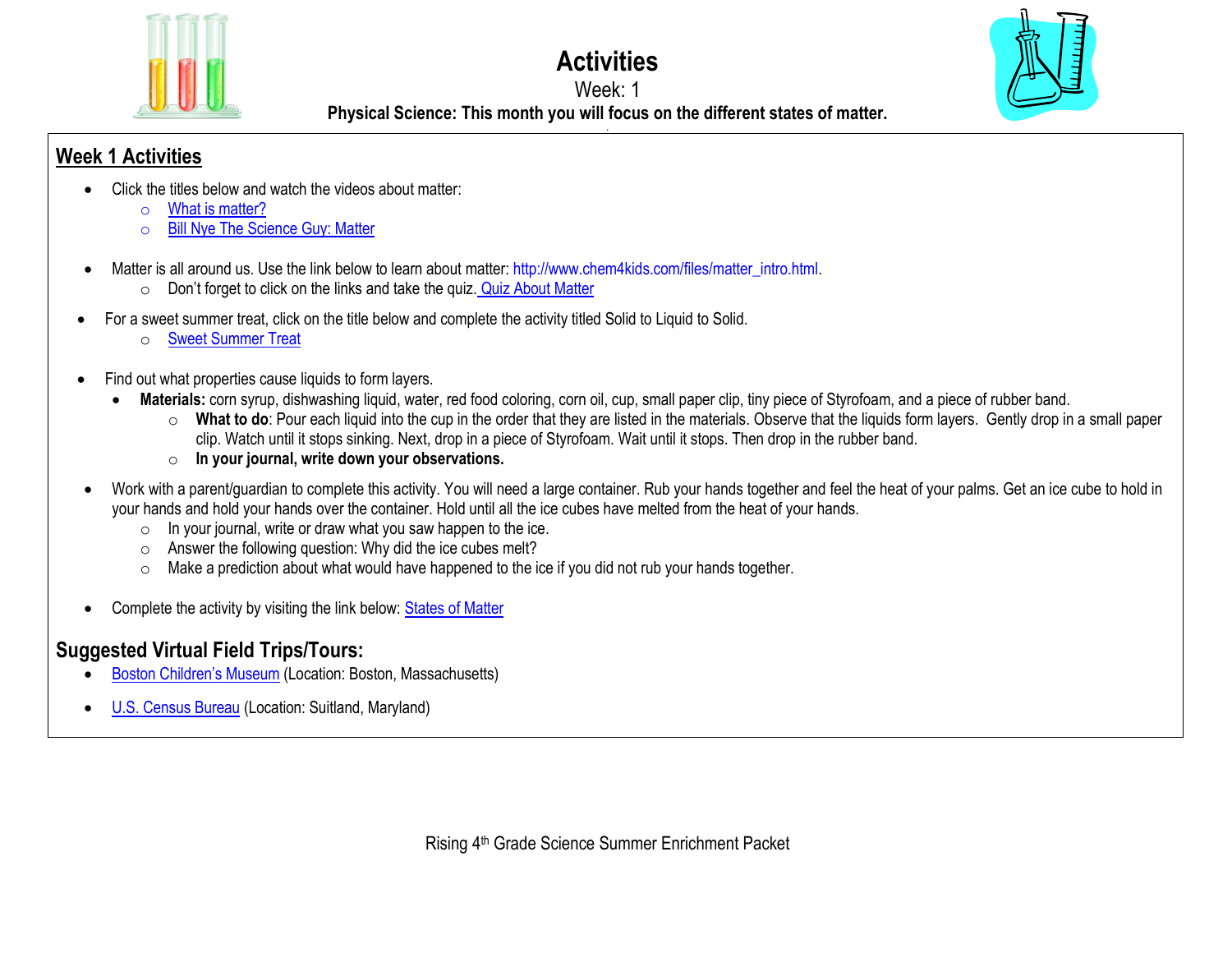# Activities

Week: 1

**Physical Science: This month you will focus on the different states of matter.**

## Week 1 Activities

- Click the titles below and watch the videos about matter:
  - What is matter?
  - Bill Nye The Science Guy: Matter

- Matter is all around us. Use the link below to learn about matter: http://www.chem4kids.com/files/matter_intro.html.
  - Don't forget to click on the links and take the quiz. Quiz About Matter

- For a sweet summer treat, click on the title below and complete the activity titled Solid to Liquid to Solid.
  - Sweet Summer Treat

- Find out what properties cause liquids to form layers.
  - **Materials:** corn syrup, dishwashing liquid, water, red food coloring, corn oil, cup, small paper clip, tiny piece of Styrofoam, and a piece of rubber band.
    - **What to do**: Pour each liquid into the cup in the order that they are listed in the materials. Observe that the liquids form layers. Gently drop in a small paper clip. Watch until it stops sinking. Next, drop in a piece of Styrofoam. Wait until it stops. Then drop in the rubber band.
    - **In your journal, write down your observations.**

- Work with a parent/guardian to complete this activity. You will need a large container. Rub your hands together and feel the heat of your palms. Get an ice cube to hold in your hands and hold your hands over the container. Hold until all the ice cubes have melted from the heat of your hands.
  - In your journal, write or draw what you saw happen to the ice.
  - Answer the following question: Why did the ice cubes melt?
  - Make a prediction about what would have happened to the ice if you did not rub your hands together.

- Complete the activity by visiting the link below: States of Matter

## Suggested Virtual Field Trips/Tours:

- Boston Children's Museum (Location: Boston, Massachusetts)

- U.S. Census Bureau (Location: Suitland, Maryland)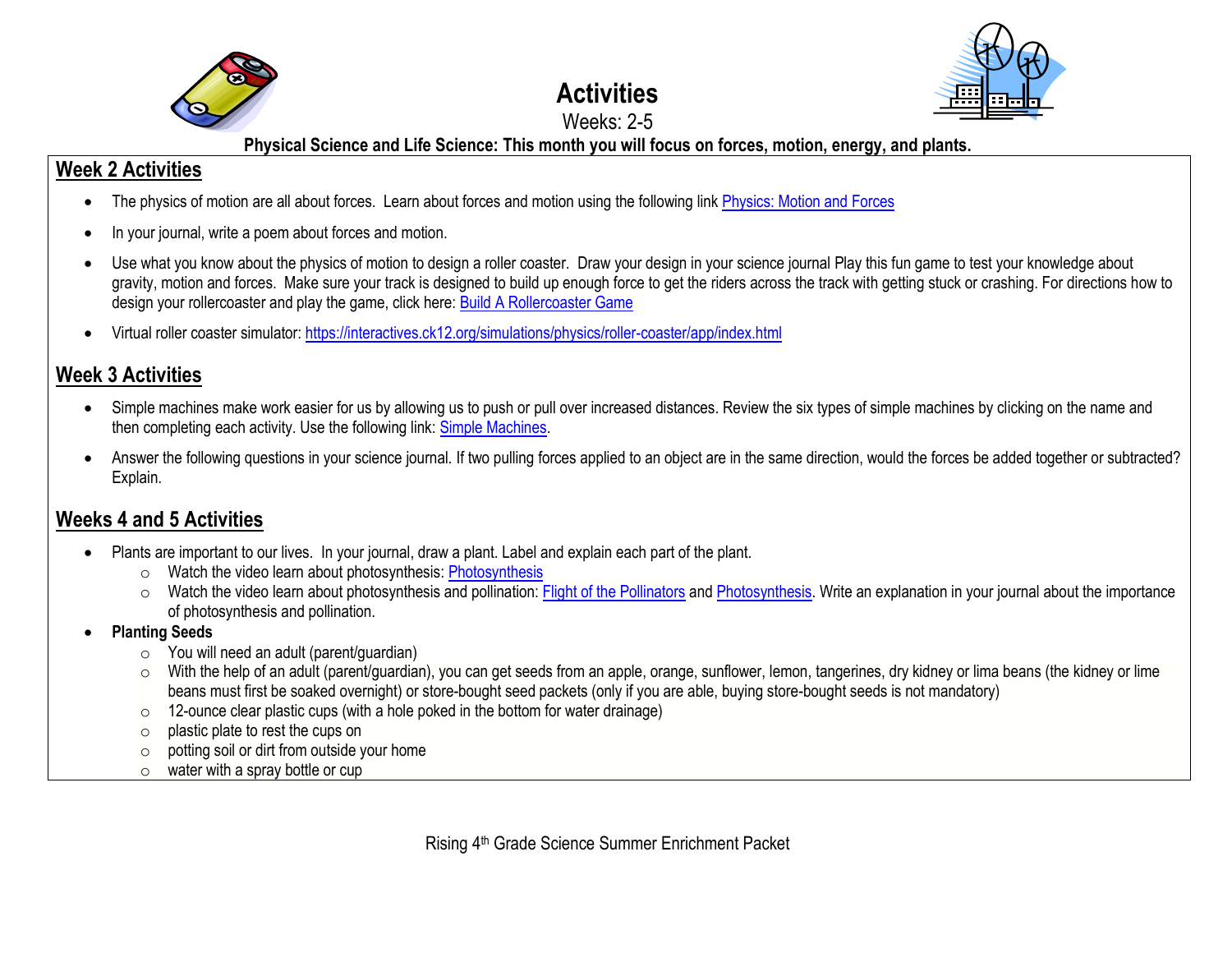# Activities

Weeks: 2-5

**Physical Science and Life Science: This month you will focus on forces, motion, energy, and plants.**

## Week 2 Activities

- The physics of motion are all about forces. Learn about forces and motion using the following link Physics: Motion and Forces
- In your journal, write a poem about forces and motion.
- Use what you know about the physics of motion to design a roller coaster. Draw your design in your science journal Play this fun game to test your knowledge about gravity, motion and forces. Make sure your track is designed to build up enough force to get the riders across the track with getting stuck or crashing. For directions how to design your rollercoaster and play the game, click here: Build A Rollercoaster Game
- Virtual roller coaster simulator: https://interactives.ck12.org/simulations/physics/roller-coaster/app/index.html

## Week 3 Activities

- Simple machines make work easier for us by allowing us to push or pull over increased distances. Review the six types of simple machines by clicking on the name and then completing each activity. Use the following link: Simple Machines.
- Answer the following questions in your science journal. If two pulling forces applied to an object are in the same direction, would the forces be added together or subtracted? Explain.

## Weeks 4 and 5 Activities

- Plants are important to our lives. In your journal, draw a plant. Label and explain each part of the plant.
  - Watch the video learn about photosynthesis: Photosynthesis
  - Watch the video learn about photosynthesis and pollination: Flight of the Pollinators and Photosynthesis. Write an explanation in your journal about the importance of photosynthesis and pollination.
- **Planting Seeds**
  - You will need an adult (parent/guardian)
  - With the help of an adult (parent/guardian), you can get seeds from an apple, orange, sunflower, lemon, tangerines, dry kidney or lima beans (the kidney or lime beans must first be soaked overnight) or store-bought seed packets (only if you are able, buying store-bought seeds is not mandatory)
  - 12-ounce clear plastic cups (with a hole poked in the bottom for water drainage)
  - plastic plate to rest the cups on
  - potting soil or dirt from outside your home
  - water with a spray bottle or cup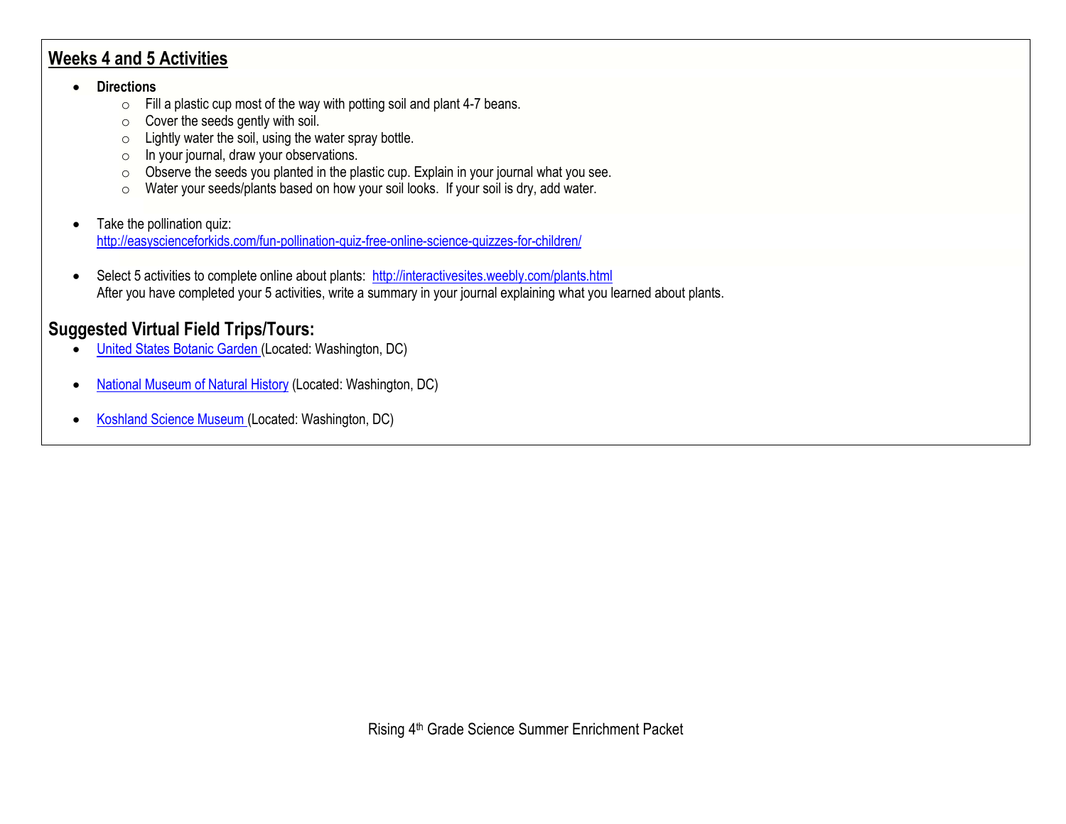## Weeks 4 and 5 Activities

- **Directions**
  - Fill a plastic cup most of the way with potting soil and plant 4-7 beans.
  - Cover the seeds gently with soil.
  - Lightly water the soil, using the water spray bottle.
  - In your journal, draw your observations.
  - Observe the seeds you planted in the plastic cup. Explain in your journal what you see.
  - Water your seeds/plants based on how your soil looks. If your soil is dry, add water.

- Take the pollination quiz:
  http://easyscienceforkids.com/fun-pollination-quiz-free-online-science-quizzes-for-children/

- Select 5 activities to complete online about plants: http://interactivesites.weebly.com/plants.html
  After you have completed your 5 activities, write a summary in your journal explaining what you learned about plants.

## Suggested Virtual Field Trips/Tours:

- United States Botanic Garden (Located: Washington, DC)

- National Museum of Natural History (Located: Washington, DC)

- Koshland Science Museum (Located: Washington, DC)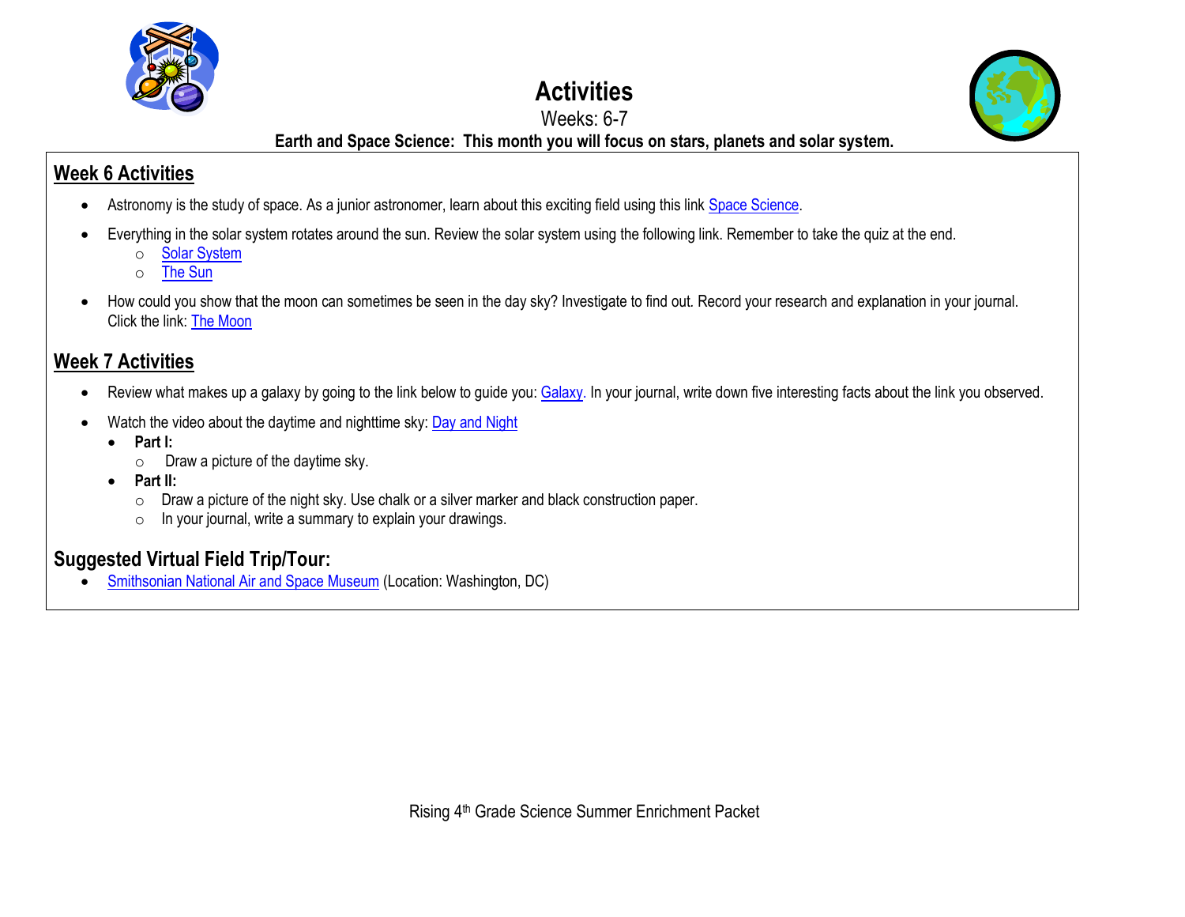# Activities

Weeks: 6-7

**Earth and Space Science: This month you will focus on stars, planets and solar system.**

## Week 6 Activities

- Astronomy is the study of space. As a junior astronomer, learn about this exciting field using this link Space Science.
- Everything in the solar system rotates around the sun. Review the solar system using the following link. Remember to take the quiz at the end.
  - Solar System
  - The Sun
- How could you show that the moon can sometimes be seen in the day sky? Investigate to find out. Record your research and explanation in your journal. Click the link: The Moon

## Week 7 Activities

- Review what makes up a galaxy by going to the link below to guide you: Galaxy. In your journal, write down five interesting facts about the link you observed.
- Watch the video about the daytime and nighttime sky: Day and Night
  - **Part I:**
    - Draw a picture of the daytime sky.
  - **Part II:**
    - Draw a picture of the night sky. Use chalk or a silver marker and black construction paper.
    - In your journal, write a summary to explain your drawings.

## Suggested Virtual Field Trip/Tour:

- Smithsonian National Air and Space Museum (Location: Washington, DC)